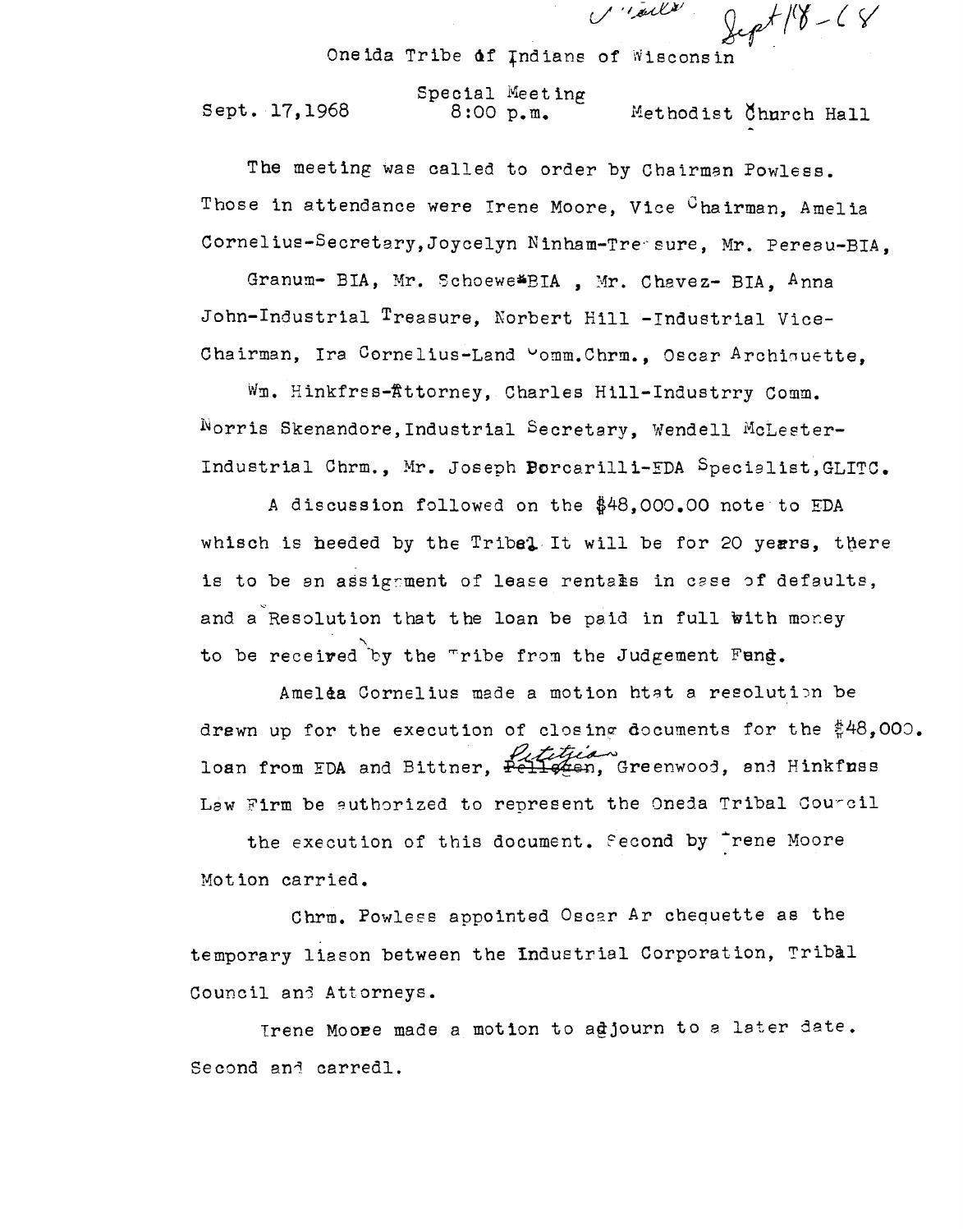Oneida Tribe of Indians of Wisconsin

Sept. 17,1968 Special Meeting 8:00 p.m. Methodist Church Hall

The meeting was called to order by Chairman Powless. Those in attendance were Irene Moore, Vice Chairman, Amelia Cornelius-Secretary, Joycelyn Ninham-Tre sure, Mr. Pereau-BIA, Granum- BIA, Mr. Schoewe-BIA , Mr. Chavez- BIA, Anna John-Industrial Treasure, Norbert Hill -Industrial Vice-Chairman, Ira Cornelius-Land Comm.Chrm., Oscar Archiquette, Wm. Hinkfrss-Attorney, Charles Hill-Industrry Comm. Norris Skenandore, Industrial Secretary, Wendell McLester-Industrial Chrm., Mr. Joseph Borcarilli-EDA Specialist, GLITC.

A discussion followed on the $48,000.00 note to EDA whisch is heeded by the Tribe. It will be for 20 yeers, there is to be an assignment of lease rentals in case of defaults, and a Resolution that the loan be paid in full with money to be received by the Tribe from the Judgement Fund.

Amelia Cornelius made a motion htat a resolution be drawn up for the execution of closing documents for the $48,000. loan from EDA and Bittner, ~~Pellegen~~ Petitjean, Greenwood, and Hinkfuss Law Firm be authorized to represent the Oneda Tribal Council the execution of this document. Second by Irene Moore Motion carried.

Chrm. Powless appointed Oscar Ar chequette as the temporary liason between the Industrial Corporation, Tribal Council and Attorneys.

Irene Moore made a motion to adjourn to a later date. Second and carredl.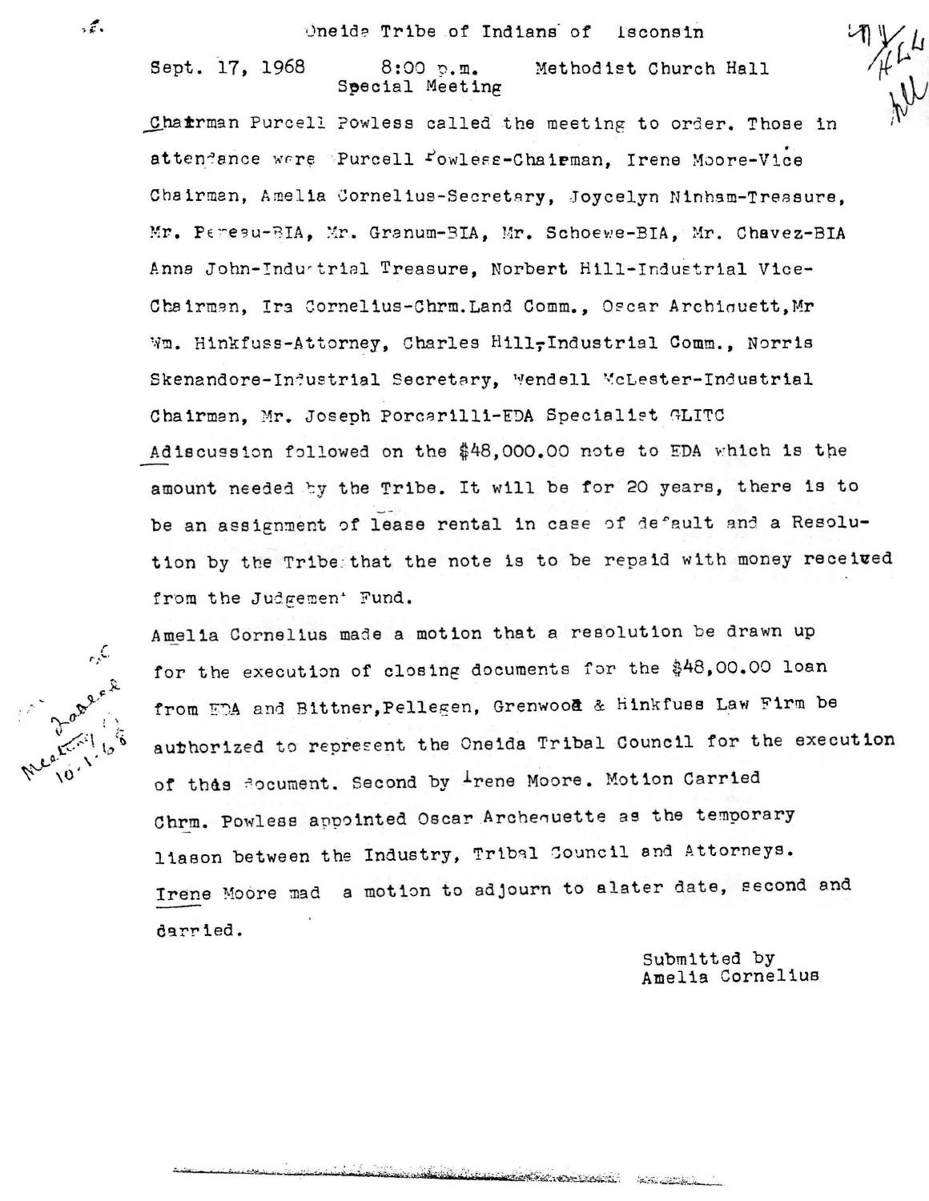Oneida Tribe of Indians of Wisconsin

Sept. 17, 1968 8:00 p.m. Methodist Church Hall
Special Meeting

Chairman Purcell Powless called the meeting to order. Those in attendance were Purcell Powless-Chairman, Irene Moore-Vice Chairman, Amelia Cornelius-Secretary, Joycelyn Ninham-Treasure, Mr. Pereau-BIA, Mr. Granum-BIA, Mr. Schoewe-BIA, Mr. Chavez-BIA Anne John-Industrial Treasure, Norbert Hill-Industrial Vice-Chairman, Ira Cornelius-Chrm.Land Comm., Oscar Archiquett, Mr Wm. Hinkfuss-Attorney, Charles Hill-Industrial Comm., Norris Skenandore-Industrial Secretary, Wendell McLester-Industrial Chairman, Mr. Joseph Porcarilli-EDA Specialist GLITC

Adiscussion followed on the $48,000.00 note to EDA which is the amount needed by the Tribe. It will be for 20 years, there is to be an assignment of lease rental in case of default and a Resolution by the Tribe that the note is to be repaid with money received from the Judgement Fund.

Amelia Cornelius made a motion that a resolution be drawn up for the execution of closing documents for the $48,00.00 loan from EDA and Bittner,Pellegen, Grenwood & Hinkfuss Law Firm be authorized to represent the Oneida Tribal Council for the execution of this document. Second by Irene Moore. Motion Carried

Chrm. Powless appointed Oscar Archequette as the temporary liason between the Industry, Tribal Council and Attorneys.

Irene Moore mad a motion to adjourn to alater date, second and carried.

Submitted by
Amelia Cornelius